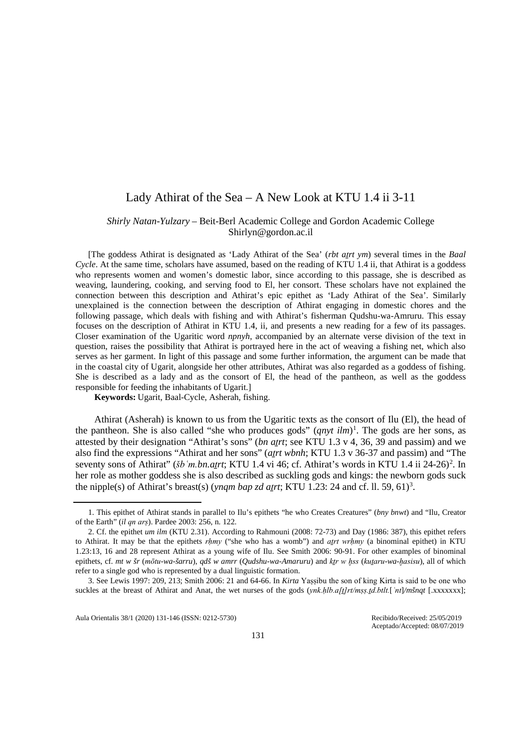# Lady Athirat of the Sea – A New Look at KTU 1.4 ii 3-11

*Shirly Natan-Yulzary* – Beit-Berl Academic College and Gordon Academic College
Shirlyn@gordon.ac.il

[The goddess Athirat is designated as 'Lady Athirat of the Sea' (*rbt aṯrt ym*) several times in the *Baal Cycle*. At the same time, scholars have assumed, based on the reading of KTU 1.4 ii, that Athirat is a goddess who represents women and women's domestic labor, since according to this passage, she is described as weaving, laundering, cooking, and serving food to El, her consort. These scholars have not explained the connection between this description and Athirat's epic epithet as 'Lady Athirat of the Sea'. Similarly unexplained is the connection between the description of Athirat engaging in domestic chores and the following passage, which deals with fishing and with Athirat's fisherman Qudshu-wa-Amruru. This essay focuses on the description of Athirat in KTU 1.4, ii, and presents a new reading for a few of its passages. Closer examination of the Ugaritic word *npnyh*, accompanied by an alternate verse division of the text in question, raises the possibility that Athirat is portrayed here in the act of weaving a fishing net, which also serves as her garment. In light of this passage and some further information, the argument can be made that in the coastal city of Ugarit, alongside her other attributes, Athirat was also regarded as a goddess of fishing. She is described as a lady and as the consort of El, the head of the pantheon, as well as the goddess responsible for feeding the inhabitants of Ugarit.]

**Keywords:** Ugarit, Baal-Cycle, Asherah, fishing.

Athirat (Asherah) is known to us from the Ugaritic texts as the consort of Ilu (El), the head of the pantheon. She is also called "she who produces gods" (*qnyt ilm*)[1]. The gods are her sons, as attested by their designation "Athirat's sons" (*bn aṯrt*; see KTU 1.3 v 4, 36, 39 and passim) and we also find the expressions "Athirat and her sons" (*aṯrt wbnh*; KTU 1.3 v 36-37 and passim) and "The seventy sons of Athirat" (*šbʿm.bn.aṯrt*; KTU 1.4 vi 46; cf. Athirat's words in KTU 1.4 ii 24-26)[2]. In her role as mother goddess she is also described as suckling gods and kings: the newborn gods suck the nipple(s) of Athirat's breast(s) (*ynqm bap zd aṯrt*; KTU 1.23: 24 and cf. ll. 59, 61)[3].

---

1. This epithet of Athirat stands in parallel to Ilu's epithets "he who Creates Creatures" (*bny bnwt*) and "Ilu, Creator of the Earth" (*il qn arṣ*). Pardee 2003: 256, n. 122.

2. Cf. the epithet *um ilm* (KTU 2.31). According to Rahmouni (2008: 72-73) and Day (1986: 387), this epithet refers to Athirat. It may be that the epithets *rḥmy* ("she who has a womb") and *aṯrt wrḥmy* (a binominal epithet) in KTU 1.23:13, 16 and 28 represent Athirat as a young wife of Ilu. See Smith 2006: 90-91. For other examples of binominal epithets, cf. *mt w šr* (*mōtu-wa-šarru*), *qdš w amrr* (*Qudshu-wa-Amaruru*) and *kṯr w ḫss* (*kuṯaru-wa-ḫasisu*), all of which refer to a single god who is represented by a dual linguistic formation.

3. See Lewis 1997: 209, 213; Smith 2006: 21 and 64-66. In *Kirta* Yaṣṣibu the son of king Kirta is said to be one who suckles at the breast of Athirat and Anat, the wet nurses of the gods (*ynk.ḥlb.a[ṯ]rt/mṣṣ.ṯd.btlt.*[*ʿnt*]/*mšnqt* [.xxxxxxx];

Aula Orientalis 38/1 (2020) 131-146 (ISSN: 0212-5730) Recibido/Received: 25/05/2019 Aceptado/Accepted: 08/07/2019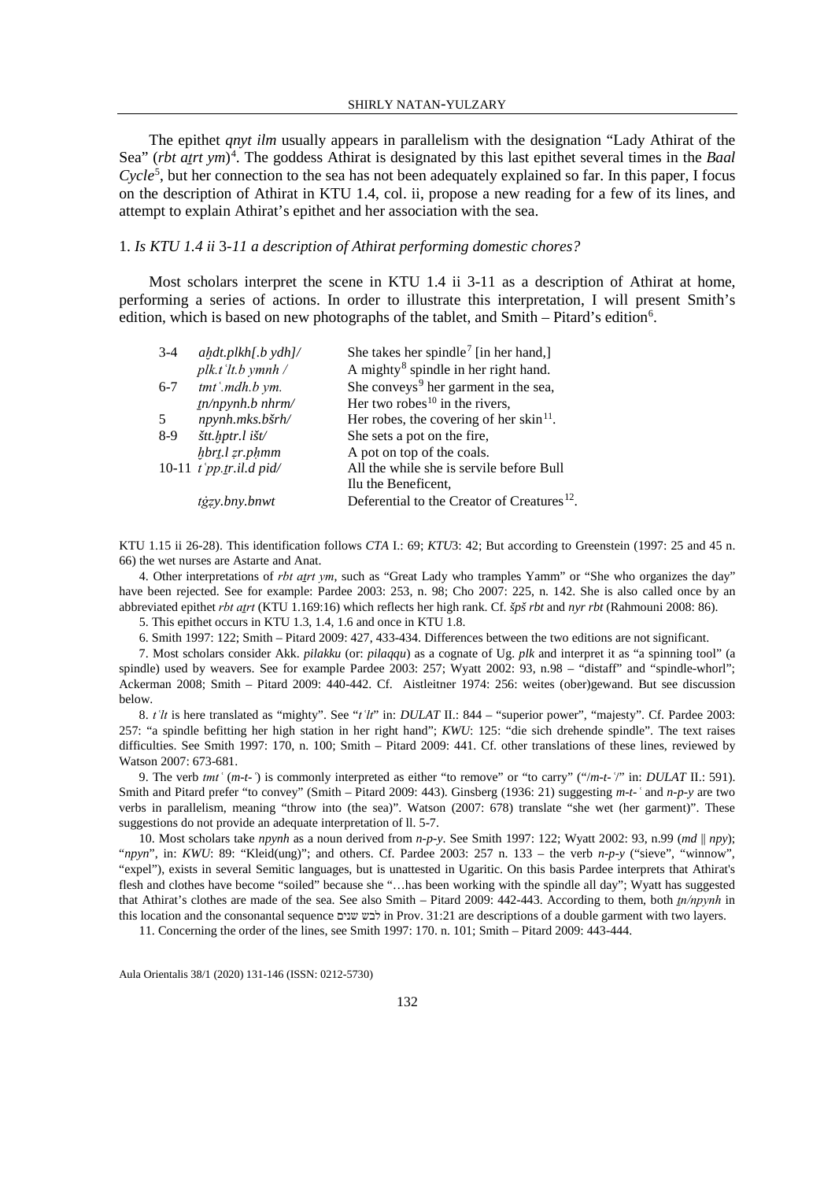The epithet *qnyt ilm* usually appears in parallelism with the designation "Lady Athirat of the Sea" (*rbt aṯrt ym*)[4]. The goddess Athirat is designated by this last epithet several times in the *Baal Cycle*[5], but her connection to the sea has not been adequately explained so far. In this paper, I focus on the description of Athirat in KTU 1.4, col. ii, propose a new reading for a few of its lines, and attempt to explain Athirat's epithet and her association with the sea.

### 1. *Is KTU 1.4 ii 3-11 a description of Athirat performing domestic chores?*

Most scholars interpret the scene in KTU 1.4 ii 3-11 as a description of Athirat at home, performing a series of actions. In order to illustrate this interpretation, I will present Smith's edition, which is based on new photographs of the tablet, and Smith – Pitard's edition[6].

| | | |
|---|---|---|
| 3-4 | *aḫdt.plkh[.b ydh]/* | She takes her spindle[7] [in her hand,] |
| | *plk.tʿlt.b ymnh /* | A mighty[8] spindle in her right hand. |
| 6-7 | *tmtʿ.mdh.b ym.* | She conveys[9] her garment in the sea, |
| | *ṯn/npynh.b nhrm/* | Her two robes[10] in the rivers, |
| 5 | *npynh.mks.bšrh/* | Her robes, the covering of her skin[11]. |
| 8-9 | *štt.ḫptr.l išt/* | She sets a pot on the fire, |
| | *ḫbrṯ.l ẓr.pḥmm* | A pot on top of the coals. |
| 10-11 | *tʿpp.ṯr.il.d pid/* | All the while she is servile before Bull Ilu the Beneficent, |
| | *tǵẓy.bny.bnwt* | Deferential to the Creator of Creatures[12]. |

KTU 1.15 ii 26-28). This identification follows *CTA* I.: 69; *KTU*3: 42; But according to Greenstein (1997: 25 and 45 n. 66) the wet nurses are Astarte and Anat.

4. Other interpretations of *rbt aṯrt ym*, such as "Great Lady who tramples Yamm" or "She who organizes the day" have been rejected. See for example: Pardee 2003: 253, n. 98; Cho 2007: 225, n. 142. She is also called once by an abbreviated epithet *rbt aṯrt* (KTU 1.169:16) which reflects her high rank. Cf. *špš rbt* and *nyr rbt* (Rahmouni 2008: 86).

5. This epithet occurs in KTU 1.3, 1.4, 1.6 and once in KTU 1.8.

6. Smith 1997: 122; Smith – Pitard 2009: 427, 433-434. Differences between the two editions are not significant.

7. Most scholars consider Akk. *pilakku* (or: *pilaqqu*) as a cognate of Ug. *plk* and interpret it as "a spinning tool" (a spindle) used by weavers. See for example Pardee 2003: 257; Wyatt 2002: 93, n.98 – "distaff" and "spindle-whorl"; Ackerman 2008; Smith – Pitard 2009: 440-442. Cf. Aistleitner 1974: 256: weites (ober)gewand. But see discussion below.

8. *tʿlt* is here translated as "mighty". See "*tʿlt*" in: *DULAT* II.: 844 – "superior power", "majesty". Cf. Pardee 2003: 257: "a spindle befitting her high station in her right hand"; *KWU*: 125: "die sich drehende spindle". The text raises difficulties. See Smith 1997: 170, n. 100; Smith – Pitard 2009: 441. Cf. other translations of these lines, reviewed by Watson 2007: 673-681.

9. The verb *tmtʿ* (*m-t-ʿ*) is commonly interpreted as either "to remove" or "to carry" ("/*m-t-ʿ*/" in: *DULAT* II.: 591). Smith and Pitard prefer "to convey" (Smith – Pitard 2009: 443). Ginsberg (1936: 21) suggesting *m-t-ʿ* and *n-p-y* are two verbs in parallelism, meaning "throw into (the sea)". Watson (2007: 678) translate "she wet (her garment)". These suggestions do not provide an adequate interpretation of ll. 5-7.

10. Most scholars take *npynh* as a noun derived from *n-p-y*. See Smith 1997: 122; Wyatt 2002: 93, n.99 (*md* ‖ *npy*); "*npyn*", in: *KWU*: 89: "Kleid(ung)"; and others. Cf. Pardee 2003: 257 n. 133 – the verb *n-p-y* ("sieve", "winnow", "expel"), exists in several Semitic languages, but is unattested in Ugaritic. On this basis Pardee interprets that Athirat's flesh and clothes have become "soiled" because she "…has been working with the spindle all day"; Wyatt has suggested that Athirat's clothes are made of the sea. See also Smith – Pitard 2009: 442-443. According to them, both *ṯn/npynh* in this location and the consonantal sequence לבש שנים in Prov. 31:21 are descriptions of a double garment with two layers.

11. Concerning the order of the lines, see Smith 1997: 170. n. 101; Smith – Pitard 2009: 443-444.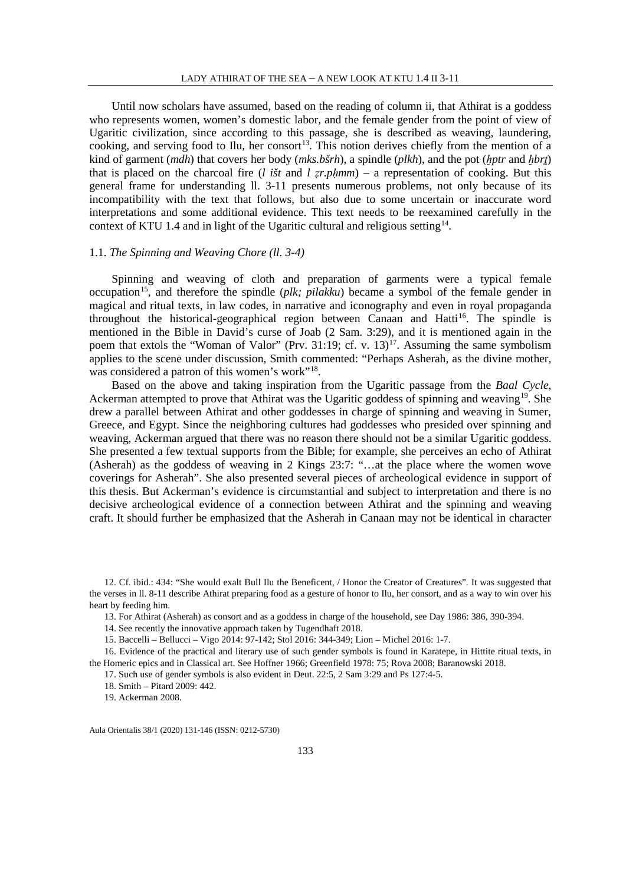Until now scholars have assumed, based on the reading of column ii, that Athirat is a goddess who represents women, women's domestic labor, and the female gender from the point of view of Ugaritic civilization, since according to this passage, she is described as weaving, laundering, cooking, and serving food to Ilu, her consort[13]. This notion derives chiefly from the mention of a kind of garment (*mdh*) that covers her body (*mks.bšrh*), a spindle (*plkh*), and the pot (*ḫptr* and *ḫbrṯ*) that is placed on the charcoal fire (*l išt* and *l ẓr.pḥmm*) – a representation of cooking. But this general frame for understanding ll. 3-11 presents numerous problems, not only because of its incompatibility with the text that follows, but also due to some uncertain or inaccurate word interpretations and some additional evidence. This text needs to be reexamined carefully in the context of KTU 1.4 and in light of the Ugaritic cultural and religious setting[14].

### 1.1. *The Spinning and Weaving Chore (ll. 3-4)*

Spinning and weaving of cloth and preparation of garments were a typical female occupation[15], and therefore the spindle (*plk; pilakku*) became a symbol of the female gender in magical and ritual texts, in law codes, in narrative and iconography and even in royal propaganda throughout the historical-geographical region between Canaan and Hatti[16]. The spindle is mentioned in the Bible in David's curse of Joab (2 Sam. 3:29), and it is mentioned again in the poem that extols the "Woman of Valor" (Prv. 31:19; cf. v. 13)[17]. Assuming the same symbolism applies to the scene under discussion, Smith commented: "Perhaps Asherah, as the divine mother, was considered a patron of this women's work"[18].

Based on the above and taking inspiration from the Ugaritic passage from the *Baal Cycle*, Ackerman attempted to prove that Athirat was the Ugaritic goddess of spinning and weaving[19]. She drew a parallel between Athirat and other goddesses in charge of spinning and weaving in Sumer, Greece, and Egypt. Since the neighboring cultures had goddesses who presided over spinning and weaving, Ackerman argued that there was no reason there should not be a similar Ugaritic goddess. She presented a few textual supports from the Bible; for example, she perceives an echo of Athirat (Asherah) as the goddess of weaving in 2 Kings 23:7: "…at the place where the women wove coverings for Asherah". She also presented several pieces of archeological evidence in support of this thesis. But Ackerman's evidence is circumstantial and subject to interpretation and there is no decisive archeological evidence of a connection between Athirat and the spinning and weaving craft. It should further be emphasized that the Asherah in Canaan may not be identical in character

12. Cf. ibid.: 434: "She would exalt Bull Ilu the Beneficent, / Honor the Creator of Creatures". It was suggested that the verses in ll. 8-11 describe Athirat preparing food as a gesture of honor to Ilu, her consort, and as a way to win over his heart by feeding him.

13. For Athirat (Asherah) as consort and as a goddess in charge of the household, see Day 1986: 386, 390-394.

14. See recently the innovative approach taken by Tugendhaft 2018.

15. Baccelli – Bellucci – Vigo 2014: 97-142; Stol 2016: 344-349; Lion – Michel 2016: 1-7.

16. Evidence of the practical and literary use of such gender symbols is found in Karatepe, in Hittite ritual texts, in the Homeric epics and in Classical art. See Hoffner 1966; Greenfield 1978: 75; Rova 2008; Baranowski 2018.

17. Such use of gender symbols is also evident in Deut. 22:5, 2 Sam 3:29 and Ps 127:4-5.

18. Smith – Pitard 2009: 442.

19. Ackerman 2008.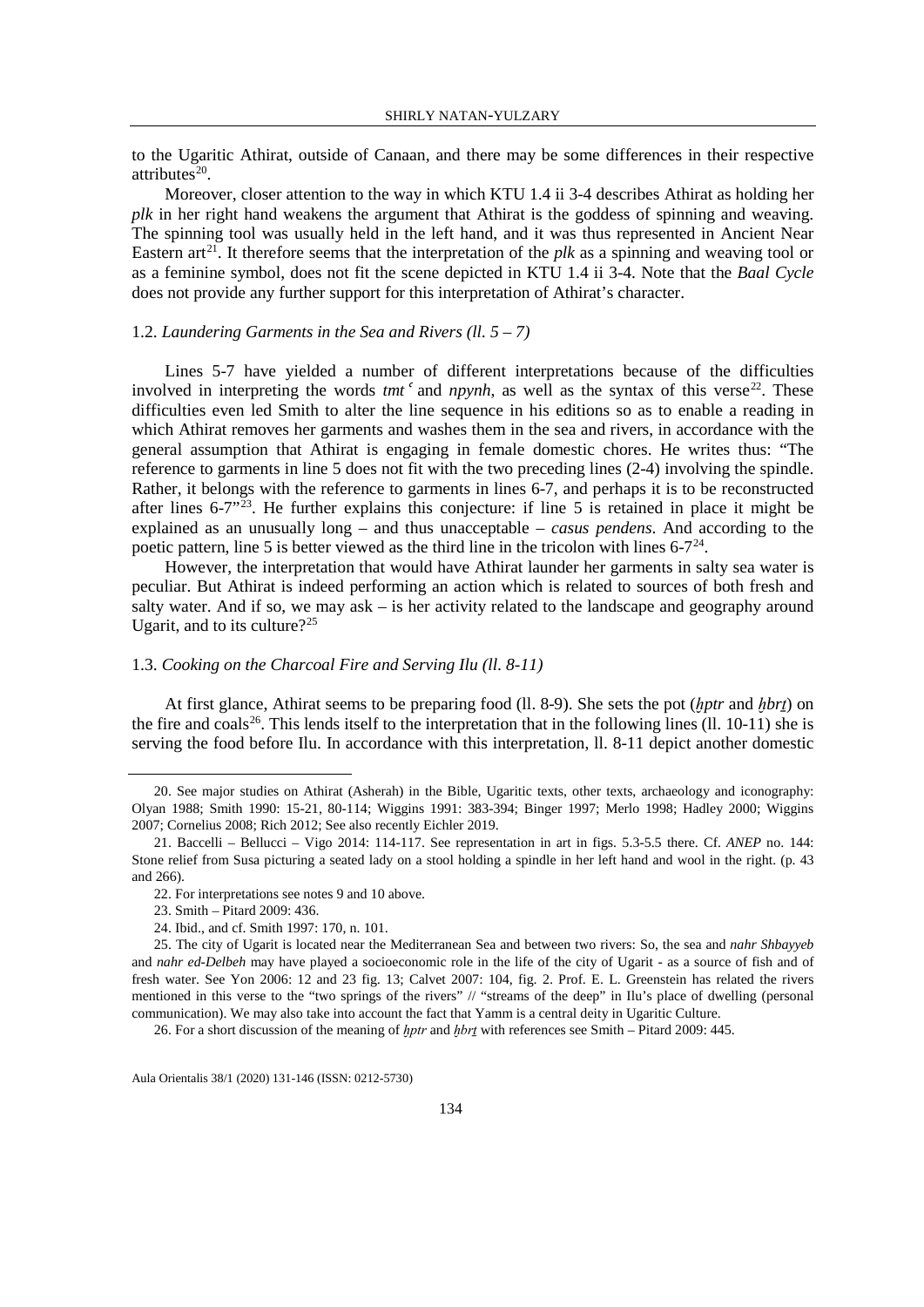to the Ugaritic Athirat, outside of Canaan, and there may be some differences in their respective attributes[20].

Moreover, closer attention to the way in which KTU 1.4 ii 3-4 describes Athirat as holding her *plk* in her right hand weakens the argument that Athirat is the goddess of spinning and weaving. The spinning tool was usually held in the left hand, and it was thus represented in Ancient Near Eastern art[21]. It therefore seems that the interpretation of the *plk* as a spinning and weaving tool or as a feminine symbol, does not fit the scene depicted in KTU 1.4 ii 3-4. Note that the *Baal Cycle* does not provide any further support for this interpretation of Athirat's character.

### 1.2. *Laundering Garments in the Sea and Rivers (ll. 5 – 7)*

Lines 5-7 have yielded a number of different interpretations because of the difficulties involved in interpreting the words *tmtʿ* and *npynh*, as well as the syntax of this verse[22]. These difficulties even led Smith to alter the line sequence in his editions so as to enable a reading in which Athirat removes her garments and washes them in the sea and rivers, in accordance with the general assumption that Athirat is engaging in female domestic chores. He writes thus: "The reference to garments in line 5 does not fit with the two preceding lines (2-4) involving the spindle. Rather, it belongs with the reference to garments in lines 6-7, and perhaps it is to be reconstructed after lines 6-7"[23]. He further explains this conjecture: if line 5 is retained in place it might be explained as an unusually long – and thus unacceptable – *casus pendens*. And according to the poetic pattern, line 5 is better viewed as the third line in the tricolon with lines 6-7[24].

However, the interpretation that would have Athirat launder her garments in salty sea water is peculiar. But Athirat is indeed performing an action which is related to sources of both fresh and salty water. And if so, we may ask – is her activity related to the landscape and geography around Ugarit, and to its culture?[25]

### 1.3. *Cooking on the Charcoal Fire and Serving Ilu (ll. 8-11)*

At first glance, Athirat seems to be preparing food (ll. 8-9). She sets the pot (*ḫptr* and *ḫbrṯ*) on the fire and coals[26]. This lends itself to the interpretation that in the following lines (ll. 10-11) she is serving the food before Ilu. In accordance with this interpretation, ll. 8-11 depict another domestic

---

20. See major studies on Athirat (Asherah) in the Bible, Ugaritic texts, other texts, archaeology and iconography: Olyan 1988; Smith 1990: 15-21, 80-114; Wiggins 1991: 383-394; Binger 1997; Merlo 1998; Hadley 2000; Wiggins 2007; Cornelius 2008; Rich 2012; See also recently Eichler 2019.

21. Baccelli – Bellucci – Vigo 2014: 114-117. See representation in art in figs. 5.3-5.5 there. Cf. *ANEP* no. 144: Stone relief from Susa picturing a seated lady on a stool holding a spindle in her left hand and wool in the right. (p. 43 and 266).

22. For interpretations see notes 9 and 10 above.

23. Smith – Pitard 2009: 436.

24. Ibid., and cf. Smith 1997: 170, n. 101.

25. The city of Ugarit is located near the Mediterranean Sea and between two rivers: So, the sea and *nahr Shbayyeb* and *nahr ed-Delbeh* may have played a socioeconomic role in the life of the city of Ugarit - as a source of fish and of fresh water. See Yon 2006: 12 and 23 fig. 13; Calvet 2007: 104, fig. 2. Prof. E. L. Greenstein has related the rivers mentioned in this verse to the "two springs of the rivers" // "streams of the deep" in Ilu's place of dwelling (personal communication). We may also take into account the fact that Yamm is a central deity in Ugaritic Culture.

26. For a short discussion of the meaning of *ḫptr* and *ḫbrṯ* with references see Smith – Pitard 2009: 445.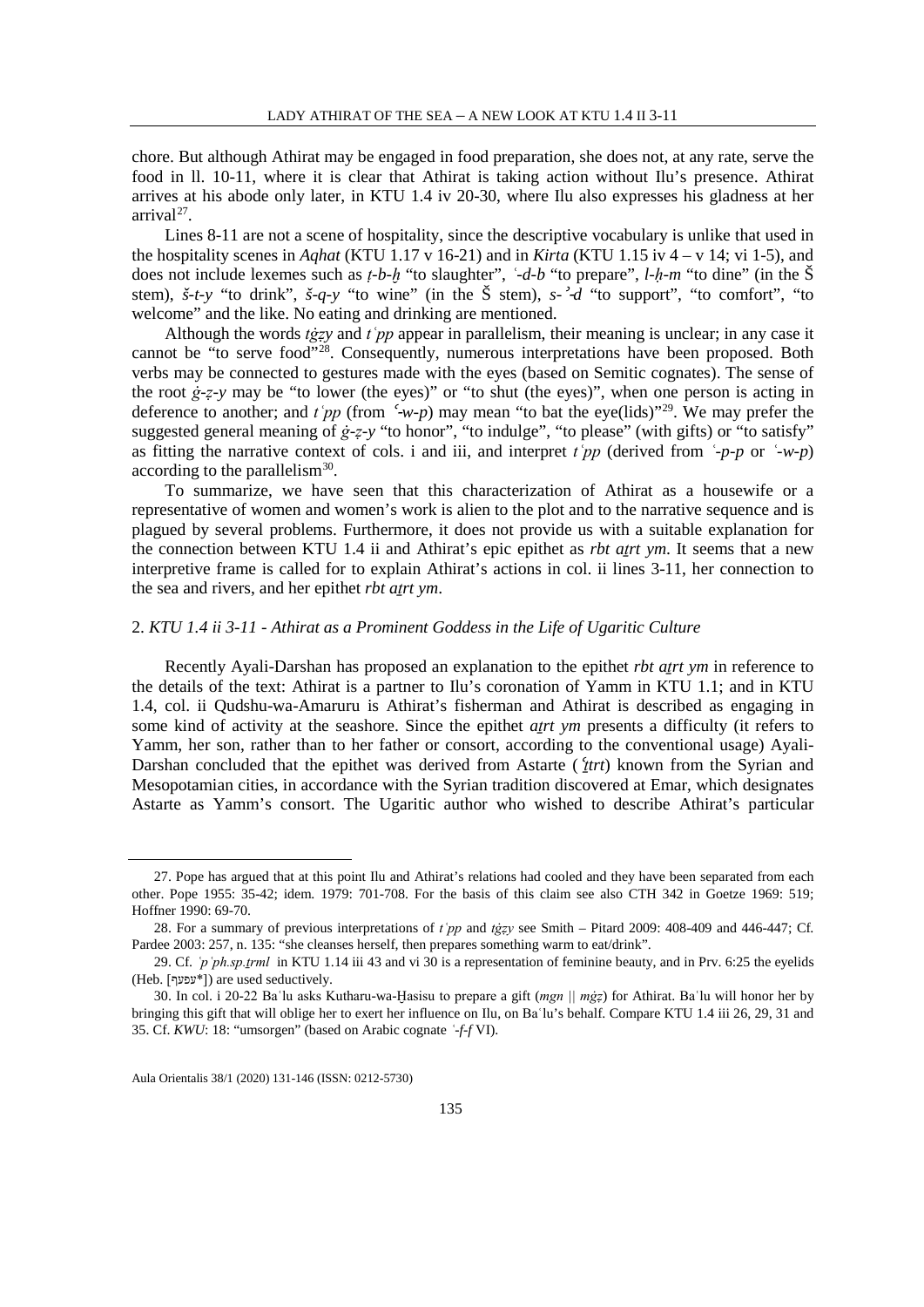chore. But although Athirat may be engaged in food preparation, she does not, at any rate, serve the food in ll. 10-11, where it is clear that Athirat is taking action without Ilu's presence. Athirat arrives at his abode only later, in KTU 1.4 iv 20-30, where Ilu also expresses his gladness at her arrival[27].

Lines 8-11 are not a scene of hospitality, since the descriptive vocabulary is unlike that used in the hospitality scenes in *Aqhat* (KTU 1.17 v 16-21) and in *Kirta* (KTU 1.15 iv 4 – v 14; vi 1-5), and does not include lexemes such as *ṭ-b-ḫ* "to slaughter", *ʿ-d-b* "to prepare", *l-ḥ-m* "to dine" (in the Š stem), *š-t-y* "to drink", *š-q-y* "to wine" (in the Š stem), *s-ʾ-d* "to support", "to comfort", "to welcome" and the like. No eating and drinking are mentioned.

Although the words *tġẓy* and *tʿpp* appear in parallelism, their meaning is unclear; in any case it cannot be "to serve food"[28]. Consequently, numerous interpretations have been proposed. Both verbs may be connected to gestures made with the eyes (based on Semitic cognates). The sense of the root *ġ-ẓ-y* may be "to lower (the eyes)" or "to shut (the eyes)", when one person is acting in deference to another; and *tʿpp* (from *ʿ-w-p*) may mean "to bat the eye(lids)"[29]. We may prefer the suggested general meaning of *ġ-ẓ-y* "to honor", "to indulge", "to please" (with gifts) or "to satisfy" as fitting the narrative context of cols. i and iii, and interpret *tʿpp* (derived from *ʿ-p-p* or *ʿ-w-p*) according to the parallelism[30].

To summarize, we have seen that this characterization of Athirat as a housewife or a representative of women and women's work is alien to the plot and to the narrative sequence and is plagued by several problems. Furthermore, it does not provide us with a suitable explanation for the connection between KTU 1.4 ii and Athirat's epic epithet as *rbt aṯrt ym*. It seems that a new interpretive frame is called for to explain Athirat's actions in col. ii lines 3-11, her connection to the sea and rivers, and her epithet *rbt aṯrt ym*.

## 2. *KTU 1.4 ii 3-11 - Athirat as a Prominent Goddess in the Life of Ugaritic Culture*

Recently Ayali-Darshan has proposed an explanation to the epithet *rbt aṯrt ym* in reference to the details of the text: Athirat is a partner to Ilu's coronation of Yamm in KTU 1.1; and in KTU 1.4, col. ii Qudshu-wa-Amaruru is Athirat's fisherman and Athirat is described as engaging in some kind of activity at the seashore. Since the epithet *aṯrt ym* presents a difficulty (it refers to Yamm, her son, rather than to her father or consort, according to the conventional usage) Ayali-Darshan concluded that the epithet was derived from Astarte (*ʿṯtrt*) known from the Syrian and Mesopotamian cities, in accordance with the Syrian tradition discovered at Emar, which designates Astarte as Yamm's consort. The Ugaritic author who wished to describe Athirat's particular

---

27. Pope has argued that at this point Ilu and Athirat's relations had cooled and they have been separated from each other. Pope 1955: 35-42; idem. 1979: 701-708. For the basis of this claim see also CTH 342 in Goetze 1969: 519; Hoffner 1990: 69-70.

28. For a summary of previous interpretations of *tʿpp* and *tġẓy* see Smith – Pitard 2009: 408-409 and 446-447; Cf. Pardee 2003: 257, n. 135: "she cleanses herself, then prepares something warm to eat/drink".

29. Cf. *ʿpʿph.sp.ṯrml* in KTU 1.14 iii 43 and vi 30 is a representation of feminine beauty, and in Prv. 6:25 the eyelids (Heb. [עפעף*]) are used seductively.

30. In col. i 20-22 Baʿlu asks Kutharu-wa-Ḫasisu to prepare a gift (*mgn* || *mġẓ*) for Athirat. Baʿlu will honor her by bringing this gift that will oblige her to exert her influence on Ilu, on Baʿlu's behalf. Compare KTU 1.4 iii 26, 29, 31 and 35. Cf. *KWU*: 18: "umsorgen" (based on Arabic cognate *ʿ-f-f* VI).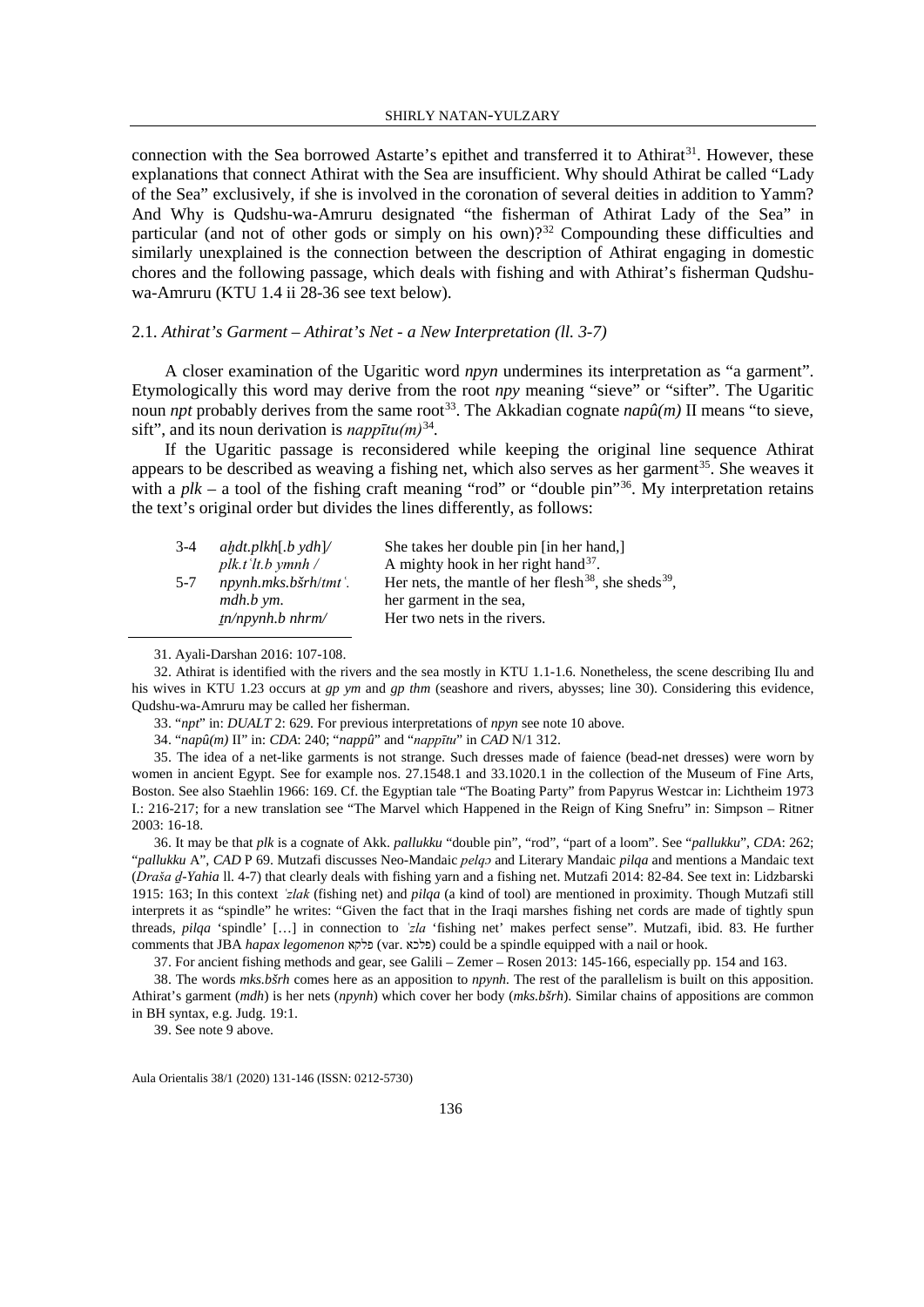connection with the Sea borrowed Astarte's epithet and transferred it to Athirat[31]. However, these explanations that connect Athirat with the Sea are insufficient. Why should Athirat be called "Lady of the Sea" exclusively, if she is involved in the coronation of several deities in addition to Yamm? And Why is Qudshu-wa-Amruru designated "the fisherman of Athirat Lady of the Sea" in particular (and not of other gods or simply on his own)?[32] Compounding these difficulties and similarly unexplained is the connection between the description of Athirat engaging in domestic chores and the following passage, which deals with fishing and with Athirat's fisherman Qudshu-wa-Amruru (KTU 1.4 ii 28-36 see text below).

### 2.1. *Athirat's Garment – Athirat's Net - a New Interpretation (ll. 3-7)*

A closer examination of the Ugaritic word *npyn* undermines its interpretation as "a garment". Etymologically this word may derive from the root *npy* meaning "sieve" or "sifter". The Ugaritic noun *npt* probably derives from the same root[33]. The Akkadian cognate *napû(m)* II means "to sieve, sift", and its noun derivation is *nappītu(m)*[34].

If the Ugaritic passage is reconsidered while keeping the original line sequence Athirat appears to be described as weaving a fishing net, which also serves as her garment[35]. She weaves it with a *plk* – a tool of the fishing craft meaning "rod" or "double pin"[36]. My interpretation retains the text's original order but divides the lines differently, as follows:

| | | |
|---|---|---|
| 3-4 | *aḫdt.plkh*[*.b ydh*]/ | She takes her double pin [in her hand,] |
| | *plk.tʿlt.b ymnh* / | A mighty hook in her right hand[37]. |
| 5-7 | *npynh.mks.bšrh*/*tmtʿ*. | Her nets, the mantle of her flesh[38], she sheds[39], |
| | *mdh.b ym*. | her garment in the sea, |
| | *ṯn/npynh.b nhrm*/ | Her two nets in the rivers. |

31. Ayali-Darshan 2016: 107-108.

32. Athirat is identified with the rivers and the sea mostly in KTU 1.1-1.6. Nonetheless, the scene describing Ilu and his wives in KTU 1.23 occurs at *gp ym* and *gp thm* (seashore and rivers, abysses; line 30). Considering this evidence, Qudshu-wa-Amruru may be called her fisherman.

33. "*npt*" in: *DUALT* 2: 629. For previous interpretations of *npyn* see note 10 above.

34. "*napû(m)* II" in: *CDA*: 240; "*nappû*" and "*nappītu*" in *CAD* N/1 312.

35. The idea of a net-like garments is not strange. Such dresses made of faience (bead-net dresses) were worn by women in ancient Egypt. See for example nos. 27.1548.1 and 33.1020.1 in the collection of the Museum of Fine Arts, Boston. See also Staehlin 1966: 169. Cf. the Egyptian tale "The Boating Party" from Papyrus Westcar in: Lichtheim 1973 I.: 216-217; for a new translation see "The Marvel which Happened in the Reign of King Snefru" in: Simpson – Ritner 2003: 16-18.

36. It may be that *plk* is a cognate of Akk. *pallukku* "double pin", "rod", "part of a loom". See "*pallukku*", *CDA*: 262; "*pallukku* A", *CAD* P 69. Mutzafi discusses Neo-Mandaic *pelqɔ* and Literary Mandaic *pilqa* and mentions a Mandaic text (*Draša ḏ-Yahia* ll. 4-7) that clearly deals with fishing yarn and a fishing net. Mutzafi 2014: 82-84. See text in: Lidzbarski 1915: 163; In this context *ʾzlak* (fishing net) and *pilqa* (a kind of tool) are mentioned in proximity. Though Mutzafi still interprets it as "spindle" he writes: "Given the fact that in the Iraqi marshes fishing net cords are made of tightly spun threads, *pilqa* 'spindle' […] in connection to *ʾzla* 'fishing net' makes perfect sense". Mutzafi, ibid. 83. He further comments that JBA *hapax legomenon* פלקא (var. פלכא) could be a spindle equipped with a nail or hook.

37. For ancient fishing methods and gear, see Galili – Zemer – Rosen 2013: 145-166, especially pp. 154 and 163.

38. The words *mks.bšrh* comes here as an apposition to *npynh*. The rest of the parallelism is built on this apposition. Athirat's garment (*mdh*) is her nets (*npynh*) which cover her body (*mks.bšrh*). Similar chains of appositions are common in BH syntax, e.g. Judg. 19:1.

39. See note 9 above.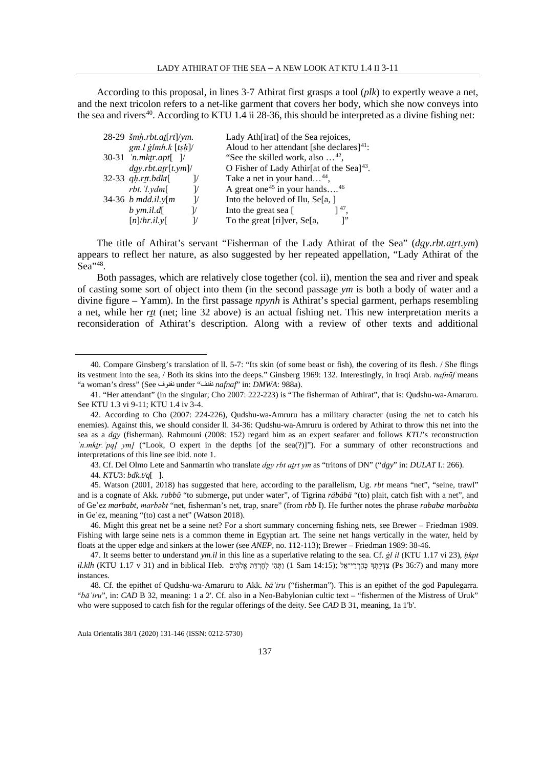According to this proposal, in lines 3-7 Athirat first grasps a tool (*plk*) to expertly weave a net, and the next tricolon refers to a net-like garment that covers her body, which she now conveys into the sea and rivers[40]. According to KTU 1.4 ii 28-36, this should be interpreted as a divine fishing net:

| | |
|---|---|
| 28-29 *šmḫ.rbt.aṯ[rt]/ym.* | Lady Ath[irat] of the Sea rejoices, |
| *gm.l ġlmh.k [tṣḥ]/* | Aloud to her attendant [she declares][41]: |
| 30-31 *ʿn.mkṯr.apt[ ]/* | "See the skilled work, also …[42], |
| *dgy.rbt.aṯr[t.ym]/* | O Fisher of Lady Athir[at of the Sea][43]. |
| 32-33 *qḥ.rṯt.bdkt[ ]/* | Take a net in your hand…[44], |
| *rbt.ʿl.ydm[ ]/* | A great one[45] in your hands….[46] |
| 34-36 *b mdd.il.y[m ]/* | Into the beloved of Ilu, Se[a, ] |
| *b ym.il.d[ ]/* | Into the great sea [ ][47], |
| *[n]/hr.il.y[ ]/* | To the great [ri]ver, Se[a, ]" |

The title of Athirat's servant "Fisherman of the Lady Athirat of the Sea" (*dgy.rbt.aṯrt.ym*) appears to reflect her nature, as also suggested by her repeated appellation, "Lady Athirat of the Sea"[48].

Both passages, which are relatively close together (col. ii), mention the sea and river and speak of casting some sort of object into them (in the second passage *ym* is both a body of water and a divine figure – Yamm). In the first passage *npynh* is Athirat's special garment, perhaps resembling a net, while her *rṯt* (net; line 32 above) is an actual fishing net. This new interpretation merits a reconsideration of Athirat's description. Along with a review of other texts and additional

---

40. Compare Ginsberg's translation of ll. 5-7: "Its skin (of some beast or fish), the covering of its flesh. / She flings its vestment into the sea, / Both its skins into the deeps." Ginsberg 1969: 132. Interestingly, in Iraqi Arab. *nafnūf* means "a woman's dress" (See نفنوف under "نفنف *nafnaf*" in: *DMWA*: 988a).

41. "Her attendant" (in the singular; Cho 2007: 222-223) is "The fisherman of Athirat", that is: Qudshu-wa-Amaruru. See KTU 1.3 vi 9-11; KTU 1.4 iv 3-4.

42. According to Cho (2007: 224-226), Qudshu-wa-Amruru has a military character (using the net to catch his enemies). Against this, we should consider ll. 34-36: Qudshu-wa-Amruru is ordered by Athirat to throw this net into the sea as a *dgy* (fisherman). Rahmouni (2008: 152) regard him as an expert seafarer and follows *KTU*'s reconstruction *ʿn.mkṯr.ʾpq[ ym]* ("Look, O expert in the depths [of the sea(?)]"). For a summary of other reconstructions and interpretations of this line see ibid. note 1.

43. Cf. Del Olmo Lete and Sanmartín who translate *dgy rbt aṯrt ym* as "tritons of DN" ("*dgy*" in: *DULAT* I.: 266).

44. *KTU*3: *bdk.t/q*[ ].

45. Watson (2001, 2018) has suggested that here, according to the parallelism, Ug. *rbt* means "net", "seine, trawl" and is a cognate of Akk. *rubbû* "to submerge, put under water", of Tigrina *räbäbä* "(to) plait, catch fish with a net", and of Geʿez *marbabt*, *marbəbt* "net, fisherman's net, trap, snare" (from *rbb* I). He further notes the phrase *rababa marbabta* in Geʿez, meaning "(to) cast a net" (Watson 2018).

46. Might this great net be a seine net? For a short summary concerning fishing nets, see Brewer – Friedman 1989. Fishing with large seine nets is a common theme in Egyptian art. The seine net hangs vertically in the water, held by floats at the upper edge and sinkers at the lower (see *ANEP*, no. 112-113); Brewer – Friedman 1989: 38-46.

47. It seems better to understand *ym.il* in this line as a superlative relating to the sea. Cf. *ġl il* (KTU 1.17 vi 23), *ḥkpt il.klh* (KTU 1.17 v 31) and in biblical Heb. וַתְּהִי לְחֶרְדַּת אֱלֹהִים (1 Sam 14:15); צִדְקָתְךָ כְּהַרְרֵי־אֵל (Ps 36:7) and many more instances.

48. Cf. the epithet of Qudshu-wa-Amaruru to Akk. *bāʾiru* ("fisherman"). This is an epithet of the god Papulegarra. "*bāʾiru*", in: *CAD* B 32, meaning: 1 a 2'. Cf. also in a Neo-Babylonian cultic text – "fishermen of the Mistress of Uruk" who were supposed to catch fish for the regular offerings of the deity. See *CAD* B 31, meaning, 1a 1'b'.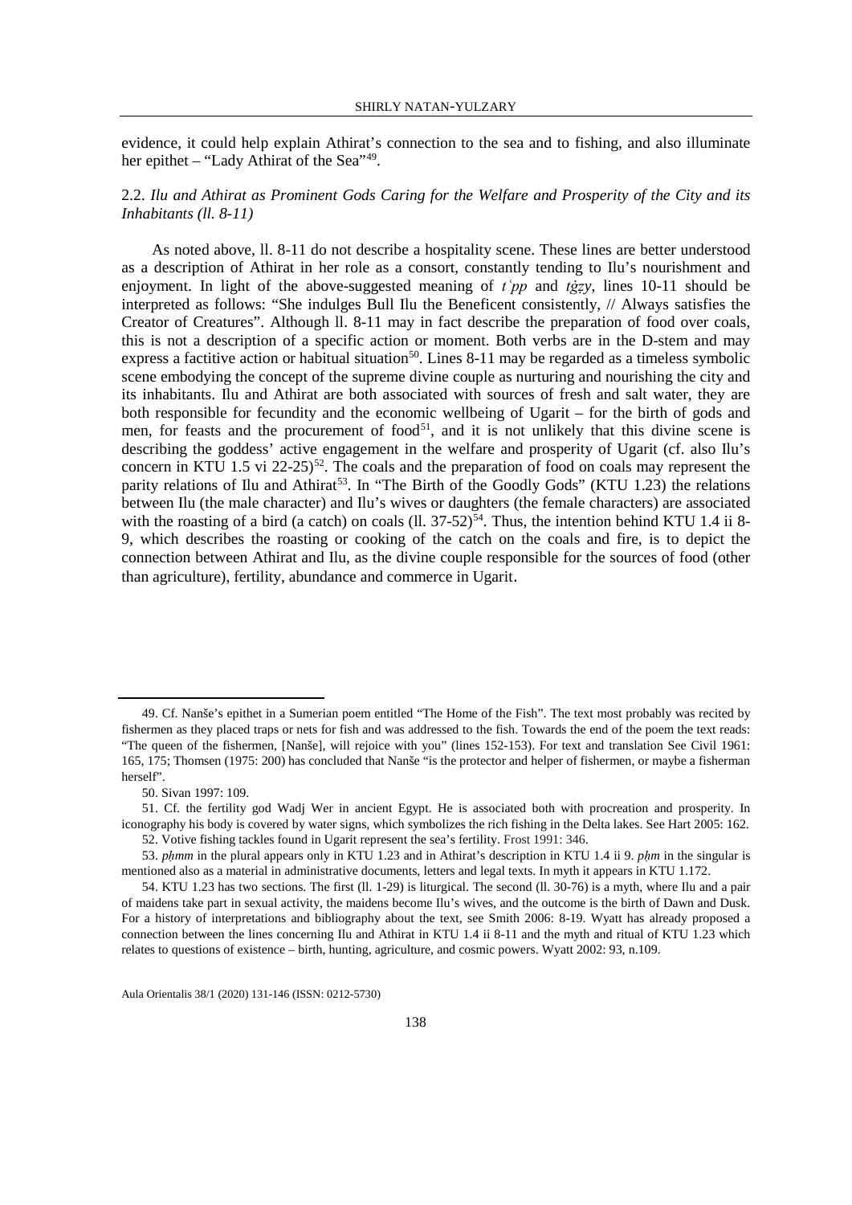evidence, it could help explain Athirat's connection to the sea and to fishing, and also illuminate her epithet – "Lady Athirat of the Sea"[49].

### 2.2. *Ilu and Athirat as Prominent Gods Caring for the Welfare and Prosperity of the City and its Inhabitants (ll. 8-11)*

As noted above, ll. 8-11 do not describe a hospitality scene. These lines are better understood as a description of Athirat in her role as a consort, constantly tending to Ilu's nourishment and enjoyment. In light of the above-suggested meaning of *tʿpp* and *tġẓy*, lines 10-11 should be interpreted as follows: "She indulges Bull Ilu the Beneficent consistently, // Always satisfies the Creator of Creatures". Although ll. 8-11 may in fact describe the preparation of food over coals, this is not a description of a specific action or moment. Both verbs are in the D-stem and may express a factitive action or habitual situation[50]. Lines 8-11 may be regarded as a timeless symbolic scene embodying the concept of the supreme divine couple as nurturing and nourishing the city and its inhabitants. Ilu and Athirat are both associated with sources of fresh and salt water, they are both responsible for fecundity and the economic wellbeing of Ugarit – for the birth of gods and men, for feasts and the procurement of food[51], and it is not unlikely that this divine scene is describing the goddess' active engagement in the welfare and prosperity of Ugarit (cf. also Ilu's concern in KTU 1.5 vi 22-25)[52]. The coals and the preparation of food on coals may represent the parity relations of Ilu and Athirat[53]. In "The Birth of the Goodly Gods" (KTU 1.23) the relations between Ilu (the male character) and Ilu's wives or daughters (the female characters) are associated with the roasting of a bird (a catch) on coals (ll. 37-52)[54]. Thus, the intention behind KTU 1.4 ii 8-9, which describes the roasting or cooking of the catch on the coals and fire, is to depict the connection between Athirat and Ilu, as the divine couple responsible for the sources of food (other than agriculture), fertility, abundance and commerce in Ugarit.

---

49. Cf. Nanše's epithet in a Sumerian poem entitled "The Home of the Fish". The text most probably was recited by fishermen as they placed traps or nets for fish and was addressed to the fish. Towards the end of the poem the text reads: "The queen of the fishermen, [Nanše], will rejoice with you" (lines 152-153). For text and translation See Civil 1961: 165, 175; Thomsen (1975: 200) has concluded that Nanše "is the protector and helper of fishermen, or maybe a fisherman herself".

50. Sivan 1997: 109.

51. Cf. the fertility god Wadj Wer in ancient Egypt. He is associated both with procreation and prosperity. In iconography his body is covered by water signs, which symbolizes the rich fishing in the Delta lakes. See Hart 2005: 162.

52. Votive fishing tackles found in Ugarit represent the sea's fertility. Frost 1991: 346.

53. *pḥmm* in the plural appears only in KTU 1.23 and in Athirat's description in KTU 1.4 ii 9. *pḥm* in the singular is mentioned also as a material in administrative documents, letters and legal texts. In myth it appears in KTU 1.172.

54. KTU 1.23 has two sections. The first (ll. 1-29) is liturgical. The second (ll. 30-76) is a myth, where Ilu and a pair of maidens take part in sexual activity, the maidens become Ilu's wives, and the outcome is the birth of Dawn and Dusk. For a history of interpretations and bibliography about the text, see Smith 2006: 8-19. Wyatt has already proposed a connection between the lines concerning Ilu and Athirat in KTU 1.4 ii 8-11 and the myth and ritual of KTU 1.23 which relates to questions of existence – birth, hunting, agriculture, and cosmic powers. Wyatt 2002: 93, n.109.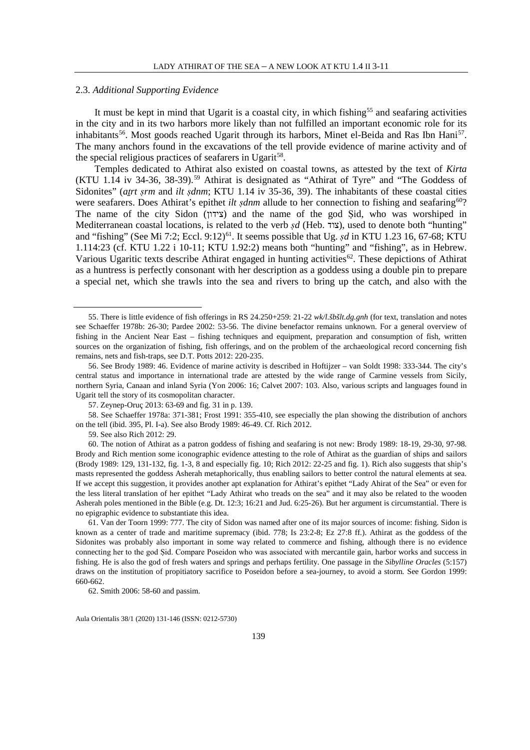### 2.3. *Additional Supporting Evidence*

It must be kept in mind that Ugarit is a coastal city, in which fishing[55] and seafaring activities in the city and in its two harbors more likely than not fulfilled an important economic role for its inhabitants[56]. Most goods reached Ugarit through its harbors, Minet el-Beida and Ras Ibn Hani[57]. The many anchors found in the excavations of the tell provide evidence of marine activity and of the special religious practices of seafarers in Ugarit[58].

Temples dedicated to Athirat also existed on coastal towns, as attested by the text of *Kirta* (KTU 1.14 iv 34-36, 38-39).[59] Athirat is designated as "Athirat of Tyre" and "The Goddess of Sidonites" (*aṯrt ṣrm* and *ilt ṣdnm*; KTU 1.14 iv 35-36, 39). The inhabitants of these coastal cities were seafarers. Does Athirat's epithet *ilt ṣdnm* allude to her connection to fishing and seafaring[60]? The name of the city Sidon (צידון) and the name of the god Ṣid, who was worshiped in Mediterranean coastal locations, is related to the verb *ṣd* (Heb. צוד), used to denote both "hunting" and "fishing" (See Mi 7:2; Eccl. 9:12)[61]. It seems possible that Ug. *ṣd* in KTU 1.23 16, 67-68; KTU 1.114:23 (cf. KTU 1.22 i 10-11; KTU 1.92:2) means both "hunting" and "fishing", as in Hebrew. Various Ugaritic texts describe Athirat engaged in hunting activities[62]. These depictions of Athirat as a huntress is perfectly consonant with her description as a goddess using a double pin to prepare a special net, which she trawls into the sea and rivers to bring up the catch, and also with the

---

55. There is little evidence of fish offerings in RS 24.250+259: 21-22 *wk/l.šbšlt.dg.gnh* (for text, translation and notes see Schaeffer 1978b: 26-30; Pardee 2002: 53-56. The divine benefactor remains unknown. For a general overview of fishing in the Ancient Near East – fishing techniques and equipment, preparation and consumption of fish, written sources on the organization of fishing, fish offerings, and on the problem of the archaeological record concerning fish remains, nets and fish-traps, see D.T. Potts 2012: 220-235.

56. See Brody 1989: 46. Evidence of marine activity is described in Hoftijzer – van Soldt 1998: 333-344. The city's central status and importance in international trade are attested by the wide range of Carmine vessels from Sicily, northern Syria, Canaan and inland Syria (Yon 2006: 16; Calvet 2007: 103. Also, various scripts and languages found in Ugarit tell the story of its cosmopolitan character.

57. Zeynep-Oruç 2013: 63-69 and fig. 31 in p. 139.

58. See Schaeffer 1978a: 371-381; Frost 1991: 355-410, see especially the plan showing the distribution of anchors on the tell (ibid. 395, Pl. I-a). See also Brody 1989: 46-49. Cf. Rich 2012.

59. See also Rich 2012: 29.

60. The notion of Athirat as a patron goddess of fishing and seafaring is not new: Brody 1989: 18-19, 29-30, 97-98. Brody and Rich mention some iconographic evidence attesting to the role of Athirat as the guardian of ships and sailors (Brody 1989: 129, 131-132, fig. 1-3, 8 and especially fig. 10; Rich 2012: 22-25 and fig. 1). Rich also suggests that ship's masts represented the goddess Asherah metaphorically, thus enabling sailors to better control the natural elements at sea. If we accept this suggestion, it provides another apt explanation for Athirat's epithet "Lady Ahirat of the Sea" or even for the less literal translation of her epithet "Lady Athirat who treads on the sea" and it may also be related to the wooden Asherah poles mentioned in the Bible (e.g. Dt. 12:3; 16:21 and Jud. 6:25-26). But her argument is circumstantial. There is no epigraphic evidence to substantiate this idea.

61. Van der Toorn 1999: 777. The city of Sidon was named after one of its major sources of income: fishing. Sidon is known as a center of trade and maritime supremacy (ibid. 778; Is 23:2-8; Ez 27:8 ff.). Athirat as the goddess of the Sidonites was probably also important in some way related to commerce and fishing, although there is no evidence connecting her to the god Ṣid. Compare Poseidon who was associated with mercantile gain, harbor works and success in fishing. He is also the god of fresh waters and springs and perhaps fertility. One passage in the *Sibylline Oracles* (5:157) draws on the institution of propitiatory sacrifice to Poseidon before a sea-journey, to avoid a storm. See Gordon 1999: 660-662.

62. Smith 2006: 58-60 and passim.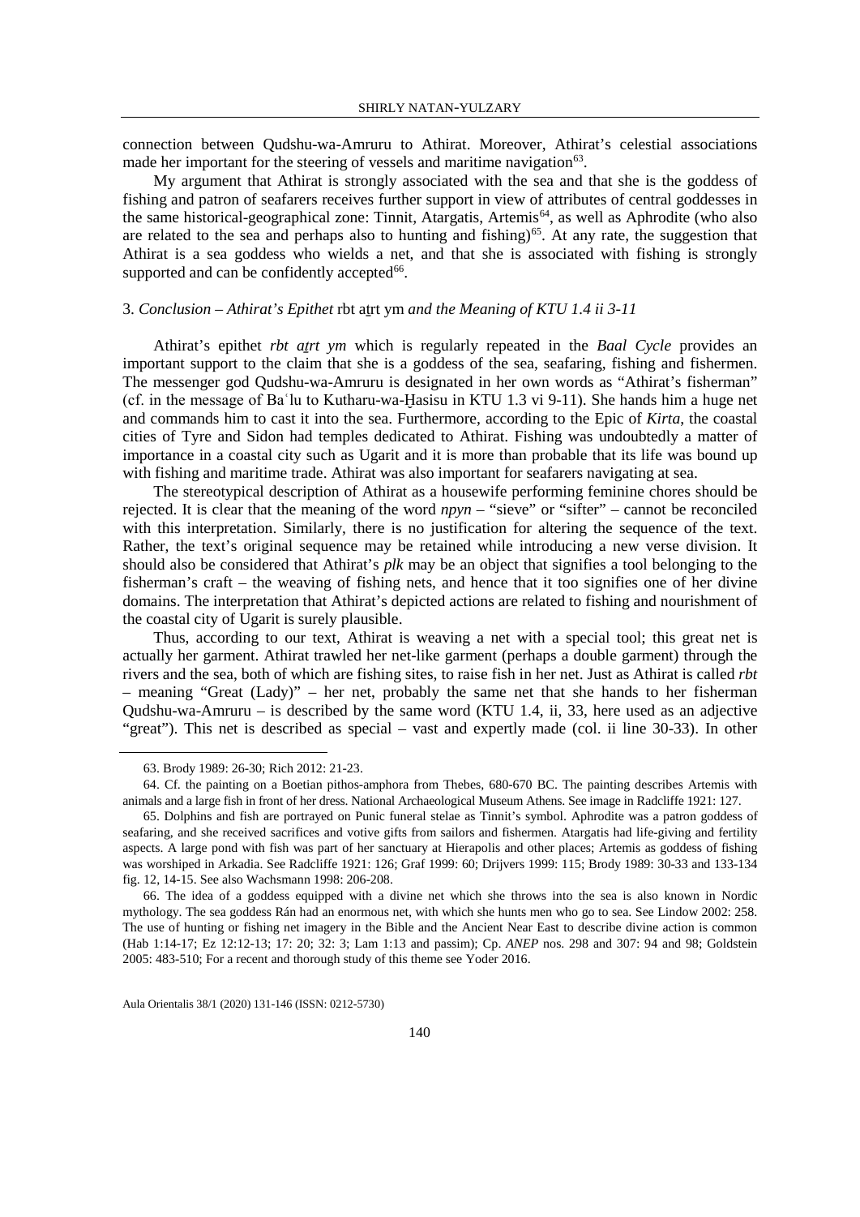connection between Qudshu-wa-Amruru to Athirat. Moreover, Athirat's celestial associations made her important for the steering of vessels and maritime navigation[63].

My argument that Athirat is strongly associated with the sea and that she is the goddess of fishing and patron of seafarers receives further support in view of attributes of central goddesses in the same historical-geographical zone: Tinnit, Atargatis, Artemis[64], as well as Aphrodite (who also are related to the sea and perhaps also to hunting and fishing)[65]. At any rate, the suggestion that Athirat is a sea goddess who wields a net, and that she is associated with fishing is strongly supported and can be confidently accepted[66].

### 3. *Conclusion – Athirat's Epithet* rbt aṯrt ym *and the Meaning of KTU 1.4 ii 3-11*

Athirat's epithet *rbt aṯrt ym* which is regularly repeated in the *Baal Cycle* provides an important support to the claim that she is a goddess of the sea, seafaring, fishing and fishermen. The messenger god Qudshu-wa-Amruru is designated in her own words as "Athirat's fisherman" (cf. in the message of Baʿlu to Kutharu-wa-Ḫasisu in KTU 1.3 vi 9-11). She hands him a huge net and commands him to cast it into the sea. Furthermore, according to the Epic of *Kirta*, the coastal cities of Tyre and Sidon had temples dedicated to Athirat. Fishing was undoubtedly a matter of importance in a coastal city such as Ugarit and it is more than probable that its life was bound up with fishing and maritime trade. Athirat was also important for seafarers navigating at sea.

The stereotypical description of Athirat as a housewife performing feminine chores should be rejected. It is clear that the meaning of the word *npyn* – "sieve" or "sifter" – cannot be reconciled with this interpretation. Similarly, there is no justification for altering the sequence of the text. Rather, the text's original sequence may be retained while introducing a new verse division. It should also be considered that Athirat's *plk* may be an object that signifies a tool belonging to the fisherman's craft – the weaving of fishing nets, and hence that it too signifies one of her divine domains. The interpretation that Athirat's depicted actions are related to fishing and nourishment of the coastal city of Ugarit is surely plausible.

Thus, according to our text, Athirat is weaving a net with a special tool; this great net is actually her garment. Athirat trawled her net-like garment (perhaps a double garment) through the rivers and the sea, both of which are fishing sites, to raise fish in her net. Just as Athirat is called *rbt* – meaning "Great (Lady)" – her net, probably the same net that she hands to her fisherman Qudshu-wa-Amruru – is described by the same word (KTU 1.4, ii, 33, here used as an adjective "great"). This net is described as special – vast and expertly made (col. ii line 30-33). In other

---

63. Brody 1989: 26-30; Rich 2012: 21-23.

64. Cf. the painting on a Boetian pithos-amphora from Thebes, 680-670 BC. The painting describes Artemis with animals and a large fish in front of her dress. National Archaeological Museum Athens. See image in Radcliffe 1921: 127.

65. Dolphins and fish are portrayed on Punic funeral stelae as Tinnit's symbol. Aphrodite was a patron goddess of seafaring, and she received sacrifices and votive gifts from sailors and fishermen. Atargatis had life-giving and fertility aspects. A large pond with fish was part of her sanctuary at Hierapolis and other places; Artemis as goddess of fishing was worshiped in Arkadia. See Radcliffe 1921: 126; Graf 1999: 60; Drijvers 1999: 115; Brody 1989: 30-33 and 133-134 fig. 12, 14-15. See also Wachsmann 1998: 206-208.

66. The idea of a goddess equipped with a divine net which she throws into the sea is also known in Nordic mythology. The sea goddess Rán had an enormous net, with which she hunts men who go to sea. See Lindow 2002: 258. The use of hunting or fishing net imagery in the Bible and the Ancient Near East to describe divine action is common (Hab 1:14-17; Ez 12:12-13; 17: 20; 32: 3; Lam 1:13 and passim); Cp. *ANEP* nos. 298 and 307: 94 and 98; Goldstein 2005: 483-510; For a recent and thorough study of this theme see Yoder 2016.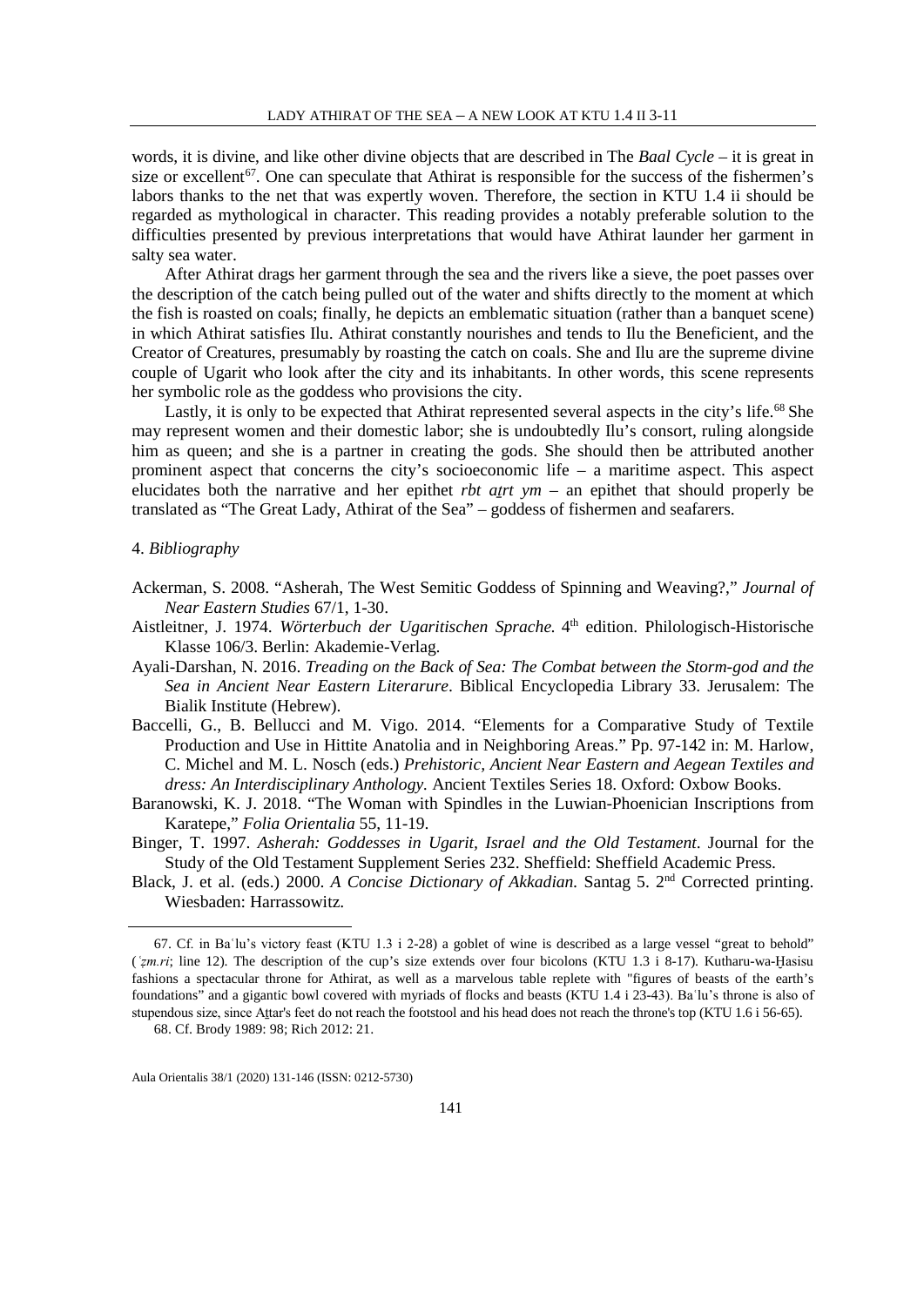words, it is divine, and like other divine objects that are described in The *Baal Cycle* – it is great in size or excellent[67]. One can speculate that Athirat is responsible for the success of the fishermen's labors thanks to the net that was expertly woven. Therefore, the section in KTU 1.4 ii should be regarded as mythological in character. This reading provides a notably preferable solution to the difficulties presented by previous interpretations that would have Athirat launder her garment in salty sea water.

After Athirat drags her garment through the sea and the rivers like a sieve, the poet passes over the description of the catch being pulled out of the water and shifts directly to the moment at which the fish is roasted on coals; finally, he depicts an emblematic situation (rather than a banquet scene) in which Athirat satisfies Ilu. Athirat constantly nourishes and tends to Ilu the Beneficient, and the Creator of Creatures, presumably by roasting the catch on coals. She and Ilu are the supreme divine couple of Ugarit who look after the city and its inhabitants. In other words, this scene represents her symbolic role as the goddess who provisions the city.

Lastly, it is only to be expected that Athirat represented several aspects in the city's life.[68] She may represent women and their domestic labor; she is undoubtedly Ilu's consort, ruling alongside him as queen; and she is a partner in creating the gods. She should then be attributed another prominent aspect that concerns the city's socioeconomic life – a maritime aspect. This aspect elucidates both the narrative and her epithet *rbt aṯrt ym* – an epithet that should properly be translated as "The Great Lady, Athirat of the Sea" – goddess of fishermen and seafarers.

## 4. *Bibliography*

Ackerman, S. 2008. "Asherah, The West Semitic Goddess of Spinning and Weaving?," *Journal of Near Eastern Studies* 67/1, 1-30.

Aistleitner, J. 1974. *Wörterbuch der Ugaritischen Sprache.* 4th edition. Philologisch-Historische Klasse 106/3. Berlin: Akademie-Verlag.

Ayali-Darshan, N. 2016. *Treading on the Back of Sea: The Combat between the Storm-god and the Sea in Ancient Near Eastern Literarure*. Biblical Encyclopedia Library 33. Jerusalem: The Bialik Institute (Hebrew).

Baccelli, G., B. Bellucci and M. Vigo. 2014. "Elements for a Comparative Study of Textile Production and Use in Hittite Anatolia and in Neighboring Areas." Pp. 97-142 in: M. Harlow, C. Michel and M. L. Nosch (eds.) *Prehistoric, Ancient Near Eastern and Aegean Textiles and dress: An Interdisciplinary Anthology.* Ancient Textiles Series 18. Oxford: Oxbow Books.

Baranowski, K. J. 2018. "The Woman with Spindles in the Luwian-Phoenician Inscriptions from Karatepe," *Folia Orientalia* 55, 11-19.

Binger, T. 1997. *Asherah: Goddesses in Ugarit, Israel and the Old Testament*. Journal for the Study of the Old Testament Supplement Series 232. Sheffield: Sheffield Academic Press.

Black, J. et al. (eds.) 2000. *A Concise Dictionary of Akkadian.* Santag 5. 2nd Corrected printing. Wiesbaden: Harrassowitz.

---

67. Cf. in Baʿlu's victory feast (KTU 1.3 i 2-28) a goblet of wine is described as a large vessel "great to behold" (*ʾẓm.ri*; line 12). The description of the cup's size extends over four bicolons (KTU 1.3 i 8-17). Kutharu-wa-Ḫasisu fashions a spectacular throne for Athirat, as well as a marvelous table replete with "figures of beasts of the earth's foundations" and a gigantic bowl covered with myriads of flocks and beasts (KTU 1.4 i 23-43). Baʿlu's throne is also of stupendous size, since Aṯtar's feet do not reach the footstool and his head does not reach the throne's top (KTU 1.6 i 56-65).

68. Cf. Brody 1989: 98; Rich 2012: 21.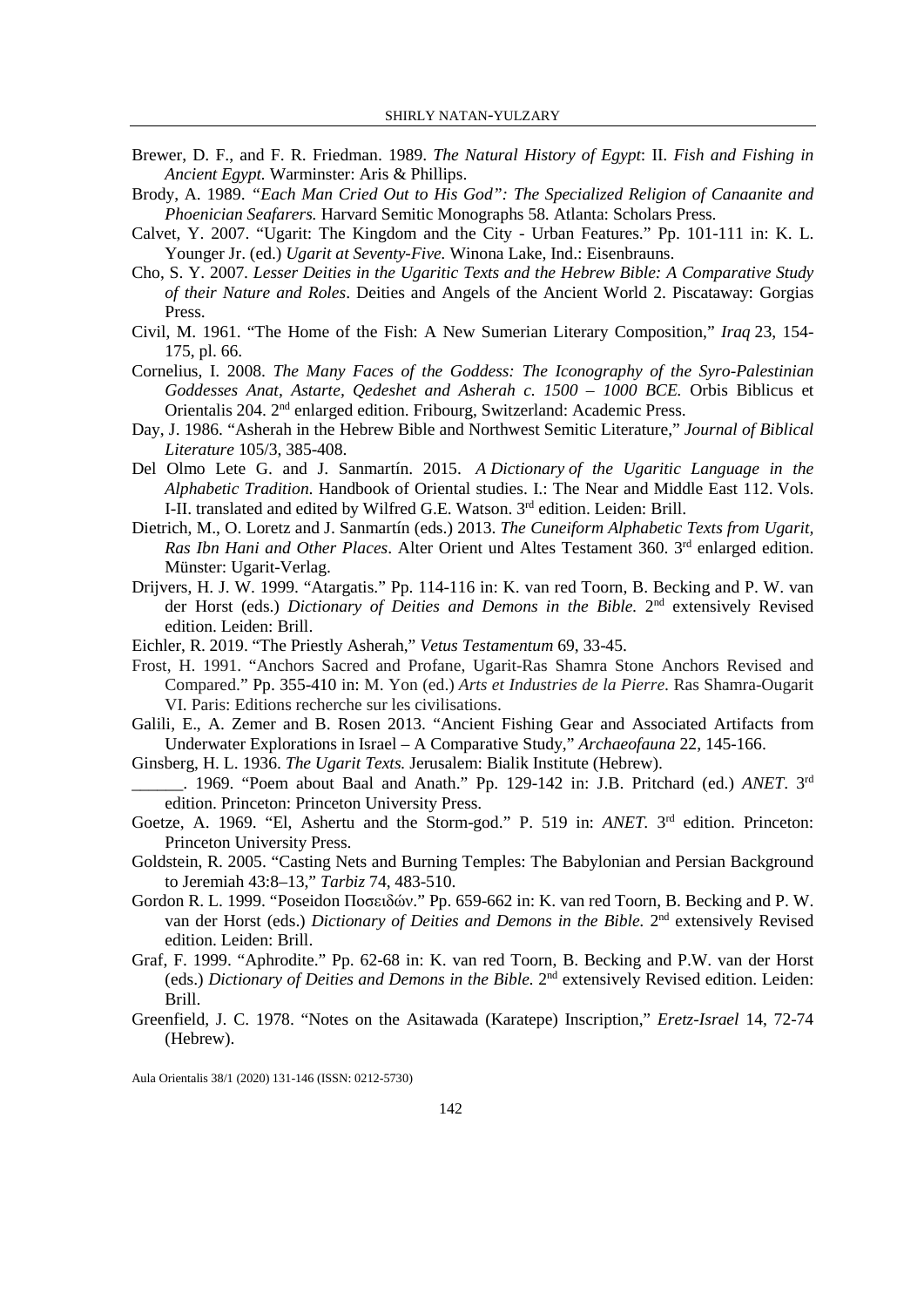Brewer, D. F., and F. R. Friedman. 1989. *The Natural History of Egypt*: II. *Fish and Fishing in Ancient Egypt.* Warminster: Aris & Phillips.

Brody, A. 1989. *"Each Man Cried Out to His God": The Specialized Religion of Canaanite and Phoenician Seafarers.* Harvard Semitic Monographs 58. Atlanta: Scholars Press.

Calvet, Y. 2007. "Ugarit: The Kingdom and the City - Urban Features." Pp. 101-111 in: K. L. Younger Jr. (ed.) *Ugarit at Seventy-Five.* Winona Lake, Ind.: Eisenbrauns.

Cho, S. Y. 2007. *Lesser Deities in the Ugaritic Texts and the Hebrew Bible: A Comparative Study of their Nature and Roles*. Deities and Angels of the Ancient World 2. Piscataway: Gorgias Press.

Civil, M. 1961. "The Home of the Fish: A New Sumerian Literary Composition," *Iraq* 23, 154-175, pl. 66.

Cornelius, I. 2008. *The Many Faces of the Goddess: The Iconography of the Syro-Palestinian Goddesses Anat, Astarte, Qedeshet and Asherah c. 1500 – 1000 BCE.* Orbis Biblicus et Orientalis 204. 2nd enlarged edition. Fribourg, Switzerland: Academic Press.

Day, J. 1986. "Asherah in the Hebrew Bible and Northwest Semitic Literature," *Journal of Biblical Literature* 105/3, 385-408.

Del Olmo Lete G. and J. Sanmartín. 2015. *A Dictionary of the Ugaritic Language in the Alphabetic Tradition.* Handbook of Oriental studies. I.: The Near and Middle East 112. Vols. I-II. translated and edited by Wilfred G.E. Watson. 3rd edition. Leiden: Brill.

Dietrich, M., O. Loretz and J. Sanmartín (eds.) 2013. *The Cuneiform Alphabetic Texts from Ugarit, Ras Ibn Hani and Other Places*. Alter Orient und Altes Testament 360. 3rd enlarged edition. Münster: Ugarit-Verlag.

Drijvers, H. J. W. 1999. "Atargatis." Pp. 114-116 in: K. van red Toorn, B. Becking and P. W. van der Horst (eds.) *Dictionary of Deities and Demons in the Bible.* 2nd extensively Revised edition. Leiden: Brill.

Eichler, R. 2019. "The Priestly Asherah," *Vetus Testamentum* 69, 33-45.

Frost, H. 1991. "Anchors Sacred and Profane, Ugarit-Ras Shamra Stone Anchors Revised and Compared." Pp. 355-410 in: M. Yon (ed.) *Arts et Industries de la Pierre*. Ras Shamra-Ougarit VI. Paris: Editions recherche sur les civilisations.

Galili, E., A. Zemer and B. Rosen 2013. "Ancient Fishing Gear and Associated Artifacts from Underwater Explorations in Israel – A Comparative Study," *Archaeofauna* 22, 145-166.

Ginsberg, H. L. 1936. *The Ugarit Texts.* Jerusalem: Bialik Institute (Hebrew).

______. 1969. "Poem about Baal and Anath." Pp. 129-142 in: J.B. Pritchard (ed.) *ANET*. 3rd edition. Princeton: Princeton University Press.

Goetze, A. 1969. "El, Ashertu and the Storm-god." P. 519 in: *ANET.* 3rd edition. Princeton: Princeton University Press.

Goldstein, R. 2005. "Casting Nets and Burning Temples: The Babylonian and Persian Background to Jeremiah 43:8–13," *Tarbiz* 74, 483-510.

Gordon R. L. 1999. "Poseidon Ποσειδών." Pp. 659-662 in: K. van red Toorn, B. Becking and P. W. van der Horst (eds.) *Dictionary of Deities and Demons in the Bible.* 2nd extensively Revised edition. Leiden: Brill.

Graf, F. 1999. "Aphrodite." Pp. 62-68 in: K. van red Toorn, B. Becking and P.W. van der Horst (eds.) *Dictionary of Deities and Demons in the Bible.* 2nd extensively Revised edition. Leiden: Brill.

Greenfield, J. C. 1978. "Notes on the Asitawada (Karatepe) Inscription," *Eretz-Israel* 14, 72-74 (Hebrew).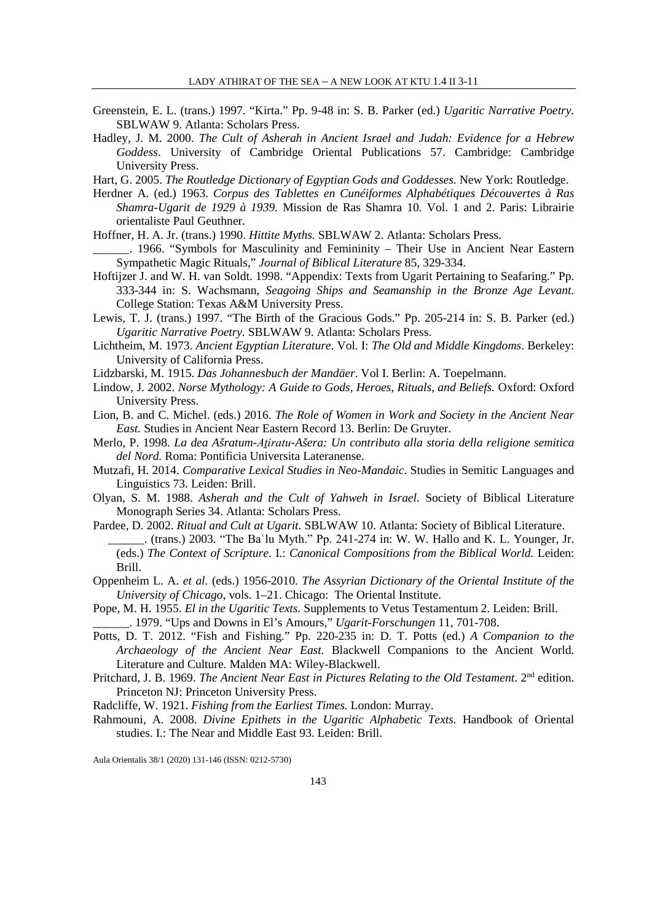Greenstein, E. L. (trans.) 1997. "Kirta." Pp. 9-48 in: S. B. Parker (ed.) *Ugaritic Narrative Poetry.* SBLWAW 9. Atlanta: Scholars Press.

Hadley, J. M. 2000. *The Cult of Asherah in Ancient Israel and Judah: Evidence for a Hebrew Goddess*. University of Cambridge Oriental Publications 57. Cambridge: Cambridge University Press.

Hart, G. 2005. *The Routledge Dictionary of Egyptian Gods and Goddesses.* New York: Routledge.

Herdner A. (ed.) 1963. *Corpus des Tablettes en Cunéiformes Alphabétiques Découvertes à Ras Shamra-Ugarit de 1929 à 1939.* Mission de Ras Shamra 10. Vol. 1 and 2. Paris: Librairie orientaliste Paul Geuthner.

Hoffner, H. A. Jr. (trans.) 1990. *Hittite Myths.* SBLWAW 2. Atlanta: Scholars Press.

______. 1966. "Symbols for Masculinity and Femininity – Their Use in Ancient Near Eastern Sympathetic Magic Rituals," *Journal of Biblical Literature* 85, 329-334.

Hoftijzer J. and W. H. van Soldt. 1998. "Appendix: Texts from Ugarit Pertaining to Seafaring." Pp. 333-344 in: S. Wachsmann, *Seagoing Ships and Seamanship in the Bronze Age Levant.* College Station: Texas A&M University Press.

Lewis, T. J. (trans.) 1997. "The Birth of the Gracious Gods." Pp. 205-214 in: S. B. Parker (ed.) *Ugaritic Narrative Poetry.* SBLWAW 9. Atlanta: Scholars Press.

Lichtheim, M. 1973. *Ancient Egyptian Literature*. Vol. I: *The Old and Middle Kingdoms*. Berkeley: University of California Press.

Lidzbarski, M. 1915. *Das Johannesbuch der Mandäer*. Vol I. Berlin: A. Toepelmann.

Lindow, J. 2002. *Norse Mythology: A Guide to Gods, Heroes, Rituals, and Beliefs.* Oxford: Oxford University Press.

Lion, B. and C. Michel. (eds.) 2016. *The Role of Women in Work and Society in the Ancient Near East.* Studies in Ancient Near Eastern Record 13. Berlin: De Gruyter.

Merlo, P. 1998. *La dea Ašratum-Aṯiratu-Ašera: Un contributo alla storia della religione semitica del Nord.* Roma: Pontificia Universita Lateranense.

Mutzafi, H. 2014. *Comparative Lexical Studies in Neo-Mandaic*. Studies in Semitic Languages and Linguistics 73. Leiden: Brill.

Olyan, S. M. 1988. *Asherah and the Cult of Yahweh in Israel*. Society of Biblical Literature Monograph Series 34. Atlanta: Scholars Press.

Pardee, D. 2002. *Ritual and Cult at Ugarit*. SBLWAW 10. Atlanta: Society of Biblical Literature.

______. (trans.) 2003. "The Baʿlu Myth." Pp. 241-274 in: W. W. Hallo and K. L. Younger, Jr. (eds.) *The Context of Scripture*. I.: *Canonical Compositions from the Biblical World.* Leiden: Brill.

Oppenheim L. A. *et al.* (eds.) 1956-2010. *The Assyrian Dictionary of the Oriental Institute of the University of Chicago*, vols. 1–21. Chicago: The Oriental Institute.

Pope, M. H. 1955. *El in the Ugaritic Texts.* Supplements to Vetus Testamentum 2. Leiden: Brill.

______. 1979. "Ups and Downs in El's Amours," *Ugarit-Forschungen* 11, 701-708.

Potts, D. T. 2012. "Fish and Fishing." Pp. 220-235 in: D. T. Potts (ed.) *A Companion to the Archaeology of the Ancient Near East.* Blackwell Companions to the Ancient World. Literature and Culture. Malden MA: Wiley-Blackwell.

Pritchard, J. B. 1969. *The Ancient Near East in Pictures Relating to the Old Testament*. 2nd edition. Princeton NJ: Princeton University Press.

Radcliffe, W. 1921. *Fishing from the Earliest Times.* London: Murray.

Rahmouni, A. 2008. *Divine Epithets in the Ugaritic Alphabetic Texts.* Handbook of Oriental studies. I.: The Near and Middle East 93. Leiden: Brill.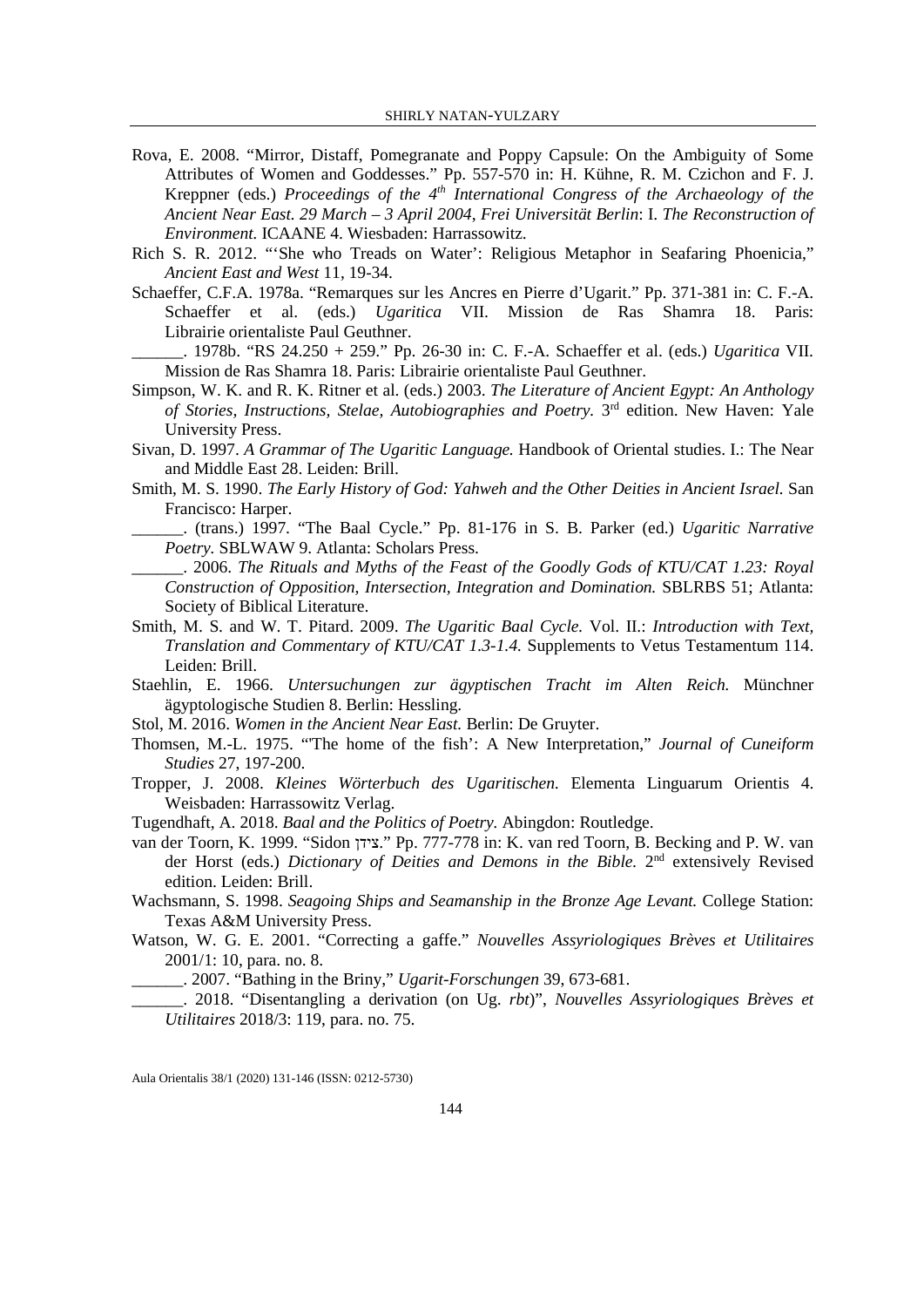Rova, E. 2008. "Mirror, Distaff, Pomegranate and Poppy Capsule: On the Ambiguity of Some Attributes of Women and Goddesses." Pp. 557-570 in: H. Kühne, R. M. Czichon and F. J. Kreppner (eds.) *Proceedings of the 4th International Congress of the Archaeology of the Ancient Near East. 29 March – 3 April 2004*, *Frei Universität Berlin*: I. *The Reconstruction of Environment.* ICAANE 4. Wiesbaden: Harrassowitz.

Rich S. R. 2012. "'She who Treads on Water': Religious Metaphor in Seafaring Phoenicia," *Ancient East and West* 11, 19-34.

Schaeffer, C.F.A. 1978a. "Remarques sur les Ancres en Pierre d'Ugarit." Pp. 371-381 in: C. F.-A. Schaeffer et al. (eds.) *Ugaritica* VII. Mission de Ras Shamra 18. Paris: Librairie orientaliste Paul Geuthner.

______. 1978b. "RS 24.250 + 259." Pp. 26-30 in: C. F.-A. Schaeffer et al. (eds.) *Ugaritica* VII. Mission de Ras Shamra 18. Paris: Librairie orientaliste Paul Geuthner.

Simpson, W. K. and R. K. Ritner et al. (eds.) 2003. *The Literature of Ancient Egypt: An Anthology of Stories, Instructions, Stelae, Autobiographies and Poetry.* 3rd edition. New Haven: Yale University Press.

Sivan, D. 1997. *A Grammar of The Ugaritic Language.* Handbook of Oriental studies. I.: The Near and Middle East 28. Leiden: Brill.

Smith, M. S. 1990. *The Early History of God: Yahweh and the Other Deities in Ancient Israel.* San Francisco: Harper.

______. (trans.) 1997. "The Baal Cycle." Pp. 81-176 in S. B. Parker (ed.) *Ugaritic Narrative Poetry.* SBLWAW 9. Atlanta: Scholars Press.

______. 2006. *The Rituals and Myths of the Feast of the Goodly Gods of KTU/CAT 1.23: Royal Construction of Opposition, Intersection, Integration and Domination.* SBLRBS 51; Atlanta: Society of Biblical Literature.

Smith, M. S. and W. T. Pitard. 2009. *The Ugaritic Baal Cycle.* Vol. II.: *Introduction with Text, Translation and Commentary of KTU/CAT 1.3-1.4.* Supplements to Vetus Testamentum 114. Leiden: Brill.

Staehlin, E. 1966. *Untersuchungen zur ägyptischen Tracht im Alten Reich.* Münchner ägyptologische Studien 8. Berlin: Hessling.

Stol, M. 2016. *Women in the Ancient Near East.* Berlin: De Gruyter.

Thomsen, M.-L. 1975. "'The home of the fish': A New Interpretation," *Journal of Cuneiform Studies* 27, 197-200.

Tropper, J. 2008. *Kleines Wörterbuch des Ugaritischen.* Elementa Linguarum Orientis 4. Weisbaden: Harrassowitz Verlag.

Tugendhaft, A. 2018. *Baal and the Politics of Poetry.* Abingdon: Routledge.

van der Toorn, K. 1999. "Sidon צידן." Pp. 777-778 in: K. van red Toorn, B. Becking and P. W. van der Horst (eds.) *Dictionary of Deities and Demons in the Bible.* 2nd extensively Revised edition. Leiden: Brill.

Wachsmann, S. 1998. *Seagoing Ships and Seamanship in the Bronze Age Levant.* College Station: Texas A&M University Press.

Watson, W. G. E. 2001. "Correcting a gaffe." *Nouvelles Assyriologiques Brèves et Utilitaires* 2001/1: 10, para. no. 8.

______. 2007. "Bathing in the Briny," *Ugarit-Forschungen* 39, 673-681.

______. 2018. "Disentangling a derivation (on Ug. *rbt*)", *Nouvelles Assyriologiques Brèves et Utilitaires* 2018/3: 119, para. no. 75.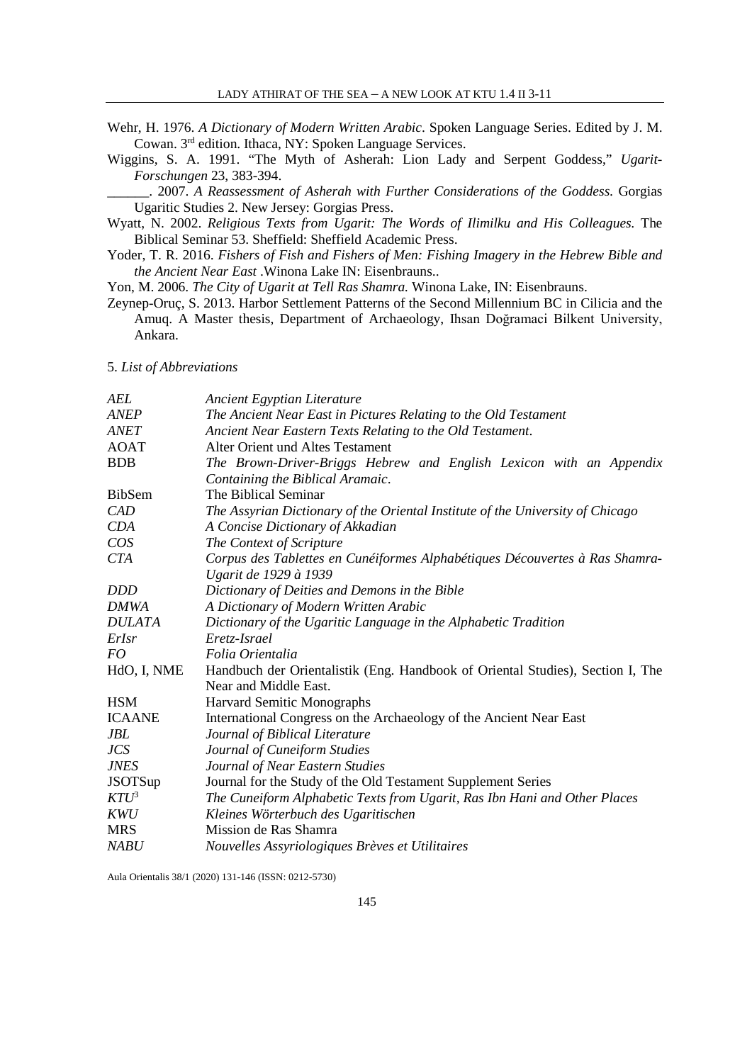Wehr, H. 1976. *A Dictionary of Modern Written Arabic*. Spoken Language Series. Edited by J. M. Cowan. 3rd edition. Ithaca, NY: Spoken Language Services.

Wiggins, S. A. 1991. "The Myth of Asherah: Lion Lady and Serpent Goddess," *Ugarit-Forschungen* 23, 383-394.

\_\_\_\_\_\_. 2007. *A Reassessment of Asherah with Further Considerations of the Goddess.* Gorgias Ugaritic Studies 2. New Jersey: Gorgias Press.

Wyatt, N. 2002. *Religious Texts from Ugarit: The Words of Ilimilku and His Colleagues.* The Biblical Seminar 53. Sheffield: Sheffield Academic Press.

Yoder, T. R. 2016. *Fishers of Fish and Fishers of Men: Fishing Imagery in the Hebrew Bible and the Ancient Near East* .Winona Lake IN: Eisenbrauns..

Yon, M. 2006. *The City of Ugarit at Tell Ras Shamra.* Winona Lake, IN: Eisenbrauns.

Zeynep-Oruç, S. 2013. Harbor Settlement Patterns of the Second Millennium BC in Cilicia and the Amuq. A Master thesis, Department of Archaeology, Ihsan Doğramaci Bilkent University, Ankara.

5. *List of Abbreviations*

| | |
|---|---|
| *AEL* | *Ancient Egyptian Literature* |
| *ANEP* | *The Ancient Near East in Pictures Relating to the Old Testament* |
| *ANET* | *Ancient Near Eastern Texts Relating to the Old Testament*. |
| AOAT | Alter Orient und Altes Testament |
| BDB | *The Brown-Driver-Briggs Hebrew and English Lexicon with an Appendix Containing the Biblical Aramaic*. |
| BibSem | The Biblical Seminar |
| *CAD* | *The Assyrian Dictionary of the Oriental Institute of the University of Chicago* |
| *CDA* | *A Concise Dictionary of Akkadian* |
| *COS* | *The Context of Scripture* |
| *CTA* | *Corpus des Tablettes en Cunéiformes Alphabétiques Découvertes à Ras Shamra-Ugarit de 1929 à 1939* |
| *DDD* | *Dictionary of Deities and Demons in the Bible* |
| *DMWA* | *A Dictionary of Modern Written Arabic* |
| *DULATA* | *Dictionary of the Ugaritic Language in the Alphabetic Tradition* |
| *ErIsr* | *Eretz-Israel* |
| *FO* | *Folia Orientalia* |
| HdO, I, NME | Handbuch der Orientalistik (Eng. Handbook of Oriental Studies), Section I, The Near and Middle East. |
| HSM | Harvard Semitic Monographs |
| ICAANE | International Congress on the Archaeology of the Ancient Near East |
| *JBL* | *Journal of Biblical Literature* |
| *JCS* | *Journal of Cuneiform Studies* |
| *JNES* | *Journal of Near Eastern Studies* |
| JSOTSup | Journal for the Study of the Old Testament Supplement Series |
| *KTU*[3] | *The Cuneiform Alphabetic Texts from Ugarit, Ras Ibn Hani and Other Places* |
| *KWU* | *Kleines Wörterbuch des Ugaritischen* |
| MRS | Mission de Ras Shamra |
| *NABU* | *Nouvelles Assyriologiques Brèves et Utilitaires* |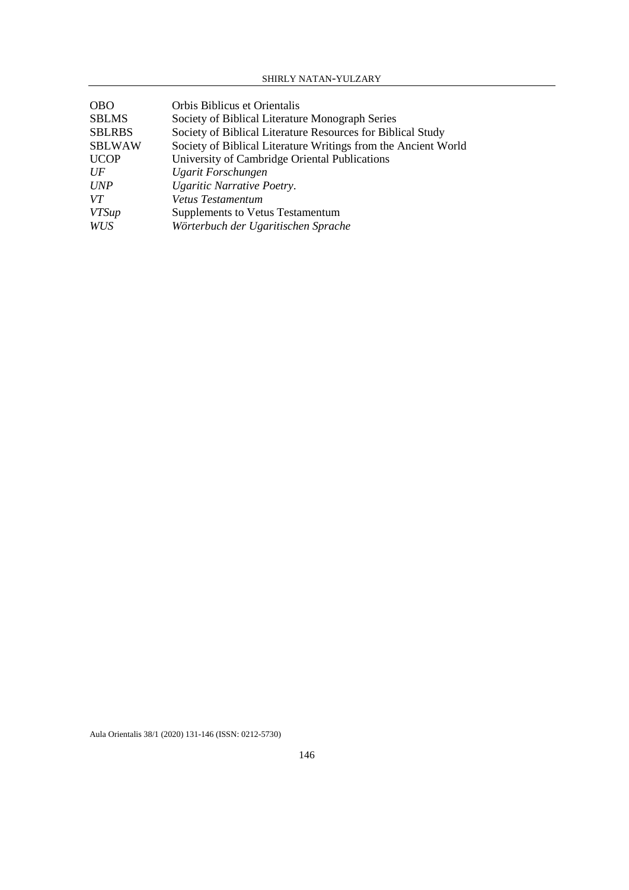| | |
|---|---|
| OBO | Orbis Biblicus et Orientalis |
| SBLMS | Society of Biblical Literature Monograph Series |
| SBLRBS | Society of Biblical Literature Resources for Biblical Study |
| SBLWAW | Society of Biblical Literature Writings from the Ancient World |
| UCOP | University of Cambridge Oriental Publications |
| *UF* | *Ugarit Forschungen* |
| *UNP* | *Ugaritic Narrative Poetry*. |
| *VT* | *Vetus Testamentum* |
| *VTSup* | Supplements to Vetus Testamentum |
| *WUS* | *Wörterbuch der Ugaritischen Sprache* |